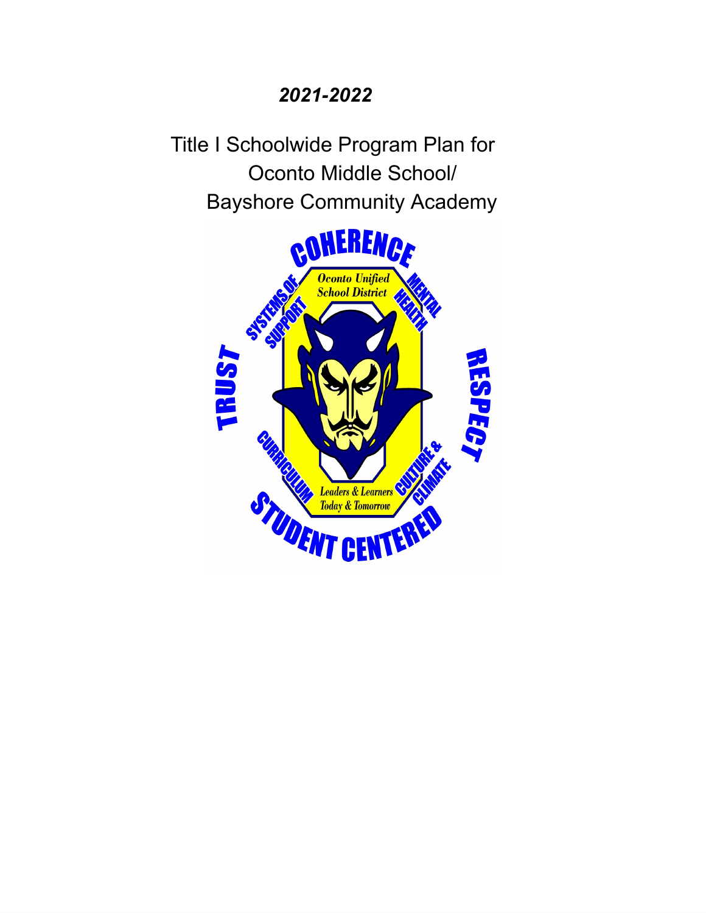*2021-2022*

# Title I Schoolwide Program Plan for Oconto Middle School/ Bayshore Community Academy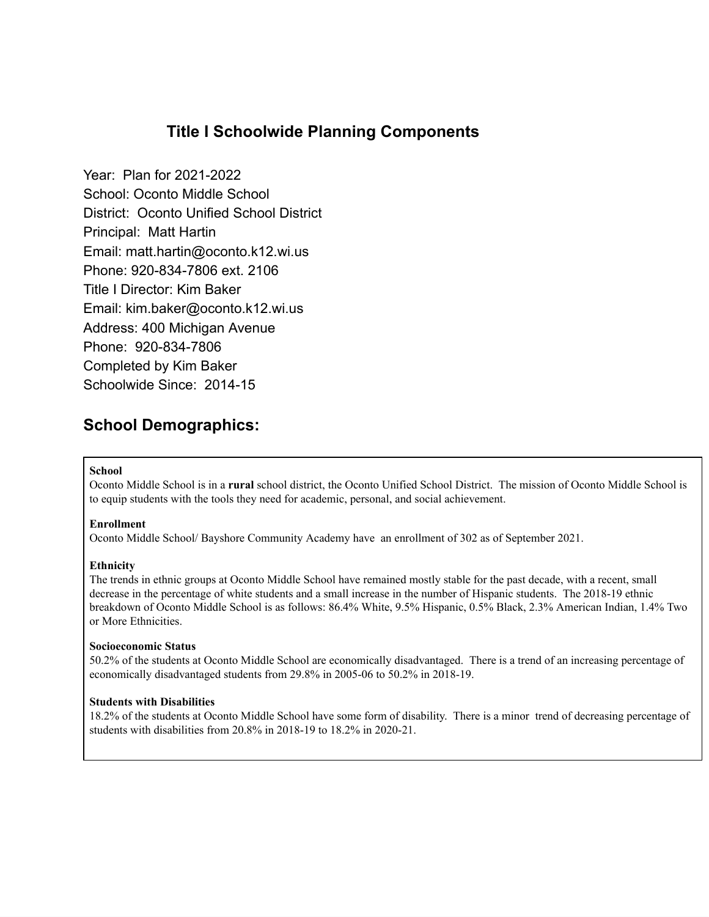# Title I Schoolwide Planning Components

Year: Plan for 2021-2022
School: Oconto Middle School
District: Oconto Unified School District
Principal: Matt Hartin
Email: matt.hartin@oconto.k12.wi.us
Phone: 920-834-7806 ext. 2106
Title I Director: Kim Baker
Email: kim.baker@oconto.k12.wi.us
Address: 400 Michigan Avenue
Phone: 920-834-7806
Completed by Kim Baker
Schoolwide Since: 2014-15

## School Demographics:

**School**
Oconto Middle School is in a **rural** school district, the Oconto Unified School District. The mission of Oconto Middle School is to equip students with the tools they need for academic, personal, and social achievement.

**Enrollment**
Oconto Middle School/ Bayshore Community Academy have an enrollment of 302 as of September 2021.

**Ethnicity**
The trends in ethnic groups at Oconto Middle School have remained mostly stable for the past decade, with a recent, small decrease in the percentage of white students and a small increase in the number of Hispanic students. The 2018-19 ethnic breakdown of Oconto Middle School is as follows: 86.4% White, 9.5% Hispanic, 0.5% Black, 2.3% American Indian, 1.4% Two or More Ethnicities.

**Socioeconomic Status**
50.2% of the students at Oconto Middle School are economically disadvantaged. There is a trend of an increasing percentage of economically disadvantaged students from 29.8% in 2005-06 to 50.2% in 2018-19.

**Students with Disabilities**
18.2% of the students at Oconto Middle School have some form of disability. There is a minor trend of decreasing percentage of students with disabilities from 20.8% in 2018-19 to 18.2% in 2020-21.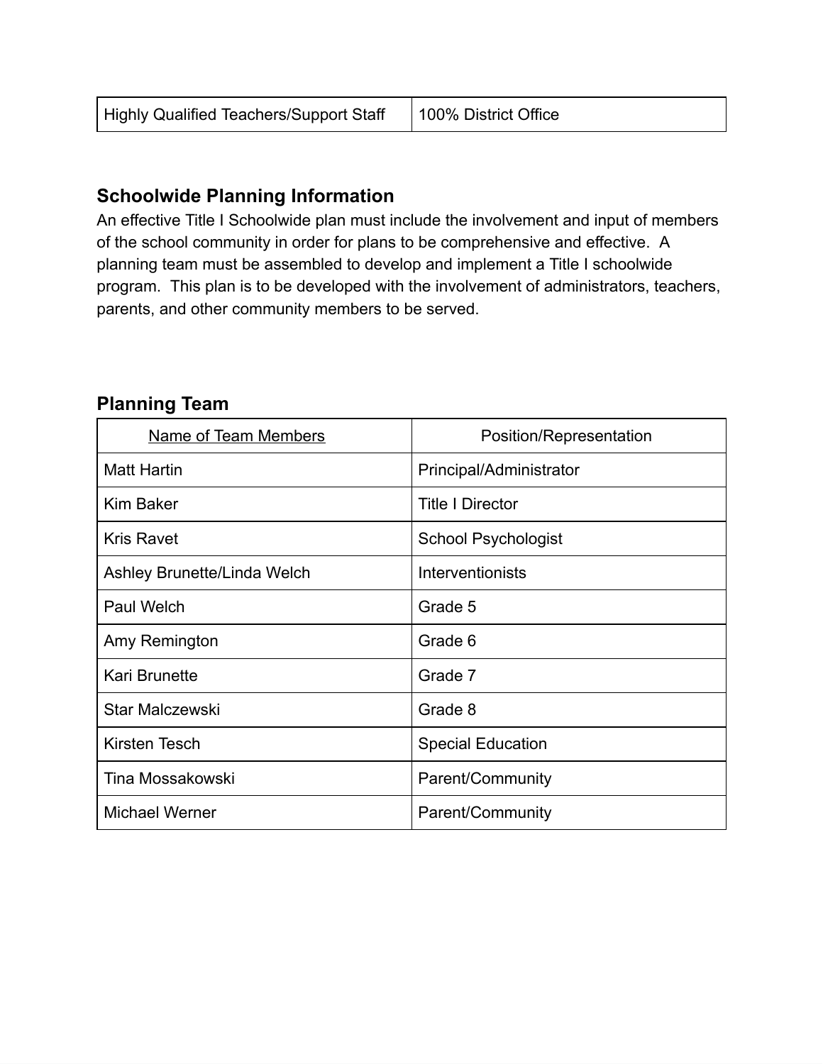| Highly Qualified Teachers/Support Staff | 100% District Office |
| --- | --- |

## Schoolwide Planning Information

An effective Title I Schoolwide plan must include the involvement and input of members of the school community in order for plans to be comprehensive and effective. A planning team must be assembled to develop and implement a Title I schoolwide program. This plan is to be developed with the involvement of administrators, teachers, parents, and other community members to be served.

## Planning Team

| Name of Team Members | Position/Representation |
| --- | --- |
| Matt Hartin | Principal/Administrator |
| Kim Baker | Title I Director |
| Kris Ravet | School Psychologist |
| Ashley Brunette/Linda Welch | Interventionists |
| Paul Welch | Grade 5 |
| Amy Remington | Grade 6 |
| Kari Brunette | Grade 7 |
| Star Malczewski | Grade 8 |
| Kirsten Tesch | Special Education |
| Tina Mossakowski | Parent/Community |
| Michael Werner | Parent/Community |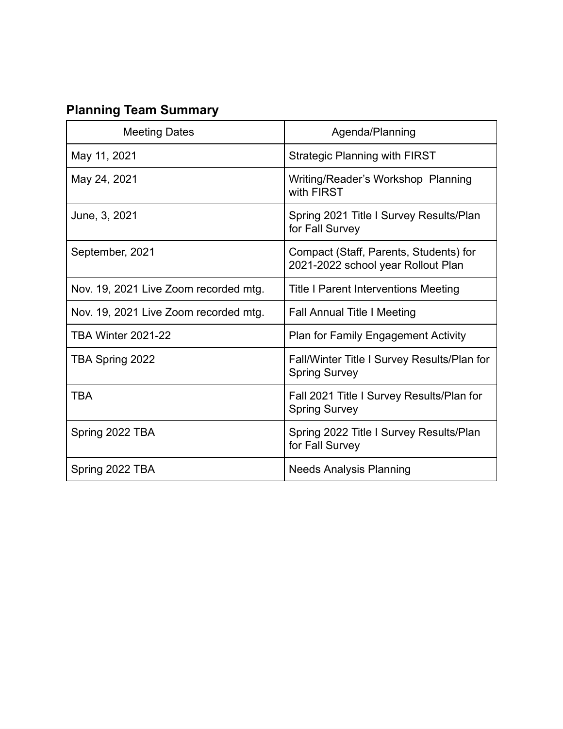## Planning Team Summary

| Meeting Dates | Agenda/Planning |
| --- | --- |
| May 11, 2021 | Strategic Planning with FIRST |
| May 24, 2021 | Writing/Reader's Workshop Planning with FIRST |
| June, 3, 2021 | Spring 2021 Title I Survey Results/Plan for Fall Survey |
| September, 2021 | Compact (Staff, Parents, Students) for 2021-2022 school year Rollout Plan |
| Nov. 19, 2021 Live Zoom recorded mtg. | Title I Parent Interventions Meeting |
| Nov. 19, 2021 Live Zoom recorded mtg. | Fall Annual Title I Meeting |
| TBA Winter 2021-22 | Plan for Family Engagement Activity |
| TBA Spring 2022 | Fall/Winter Title I Survey Results/Plan for Spring Survey |
| TBA | Fall 2021 Title I Survey Results/Plan for Spring Survey |
| Spring 2022 TBA | Spring 2022 Title I Survey Results/Plan for Fall Survey |
| Spring 2022 TBA | Needs Analysis Planning |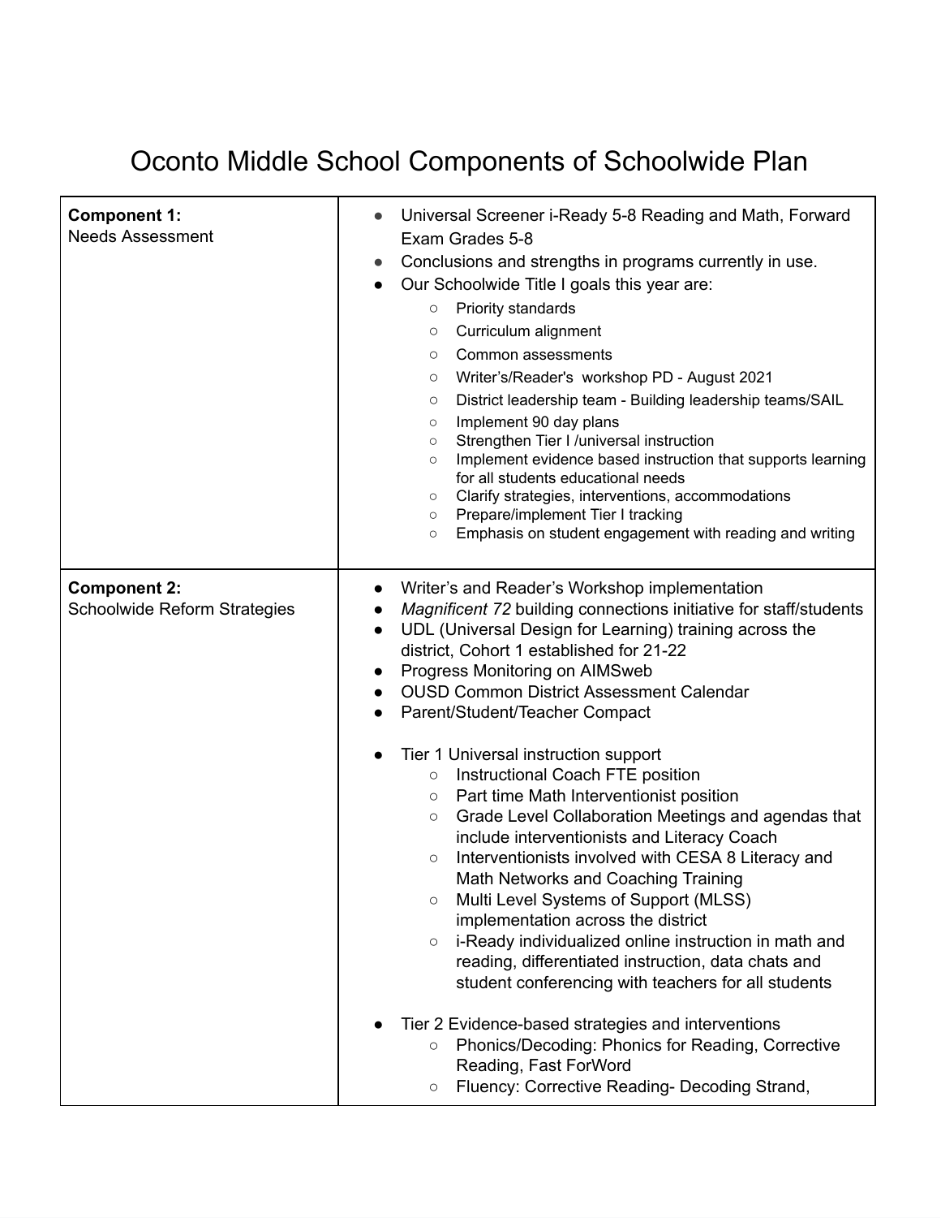# Oconto Middle School Components of Schoolwide Plan

| | |
|---|---|
| **Component 1:**<br>Needs Assessment | • Universal Screener i-Ready 5-8 Reading and Math, Forward Exam Grades 5-8<br>• Conclusions and strengths in programs currently in use.<br>• Our Schoolwide Title I goals this year are:<br>&nbsp;&nbsp;&nbsp;&nbsp;○ Priority standards<br>&nbsp;&nbsp;&nbsp;&nbsp;○ Curriculum alignment<br>&nbsp;&nbsp;&nbsp;&nbsp;○ Common assessments<br>&nbsp;&nbsp;&nbsp;&nbsp;○ Writer's/Reader's workshop PD - August 2021<br>&nbsp;&nbsp;&nbsp;&nbsp;○ District leadership team - Building leadership teams/SAIL<br>&nbsp;&nbsp;&nbsp;&nbsp;○ Implement 90 day plans<br>&nbsp;&nbsp;&nbsp;&nbsp;○ Strengthen Tier I /universal instruction<br>&nbsp;&nbsp;&nbsp;&nbsp;○ Implement evidence based instruction that supports learning for all students educational needs<br>&nbsp;&nbsp;&nbsp;&nbsp;○ Clarify strategies, interventions, accommodations<br>&nbsp;&nbsp;&nbsp;&nbsp;○ Prepare/implement Tier I tracking<br>&nbsp;&nbsp;&nbsp;&nbsp;○ Emphasis on student engagement with reading and writing |
| **Component 2:**<br>Schoolwide Reform Strategies | • Writer's and Reader's Workshop implementation<br>• *Magnificent 72* building connections initiative for staff/students<br>• UDL (Universal Design for Learning) training across the district, Cohort 1 established for 21-22<br>• Progress Monitoring on AIMSweb<br>• OUSD Common District Assessment Calendar<br>• Parent/Student/Teacher Compact<br><br>• Tier 1 Universal instruction support<br>&nbsp;&nbsp;&nbsp;&nbsp;○ Instructional Coach FTE position<br>&nbsp;&nbsp;&nbsp;&nbsp;○ Part time Math Interventionist position<br>&nbsp;&nbsp;&nbsp;&nbsp;○ Grade Level Collaboration Meetings and agendas that include interventionists and Literacy Coach<br>&nbsp;&nbsp;&nbsp;&nbsp;○ Interventionists involved with CESA 8 Literacy and Math Networks and Coaching Training<br>&nbsp;&nbsp;&nbsp;&nbsp;○ Multi Level Systems of Support (MLSS) implementation across the district<br>&nbsp;&nbsp;&nbsp;&nbsp;○ i-Ready individualized online instruction in math and reading, differentiated instruction, data chats and student conferencing with teachers for all students<br><br>• Tier 2 Evidence-based strategies and interventions<br>&nbsp;&nbsp;&nbsp;&nbsp;○ Phonics/Decoding: Phonics for Reading, Corrective Reading, Fast ForWord<br>&nbsp;&nbsp;&nbsp;&nbsp;○ Fluency: Corrective Reading- Decoding Strand, |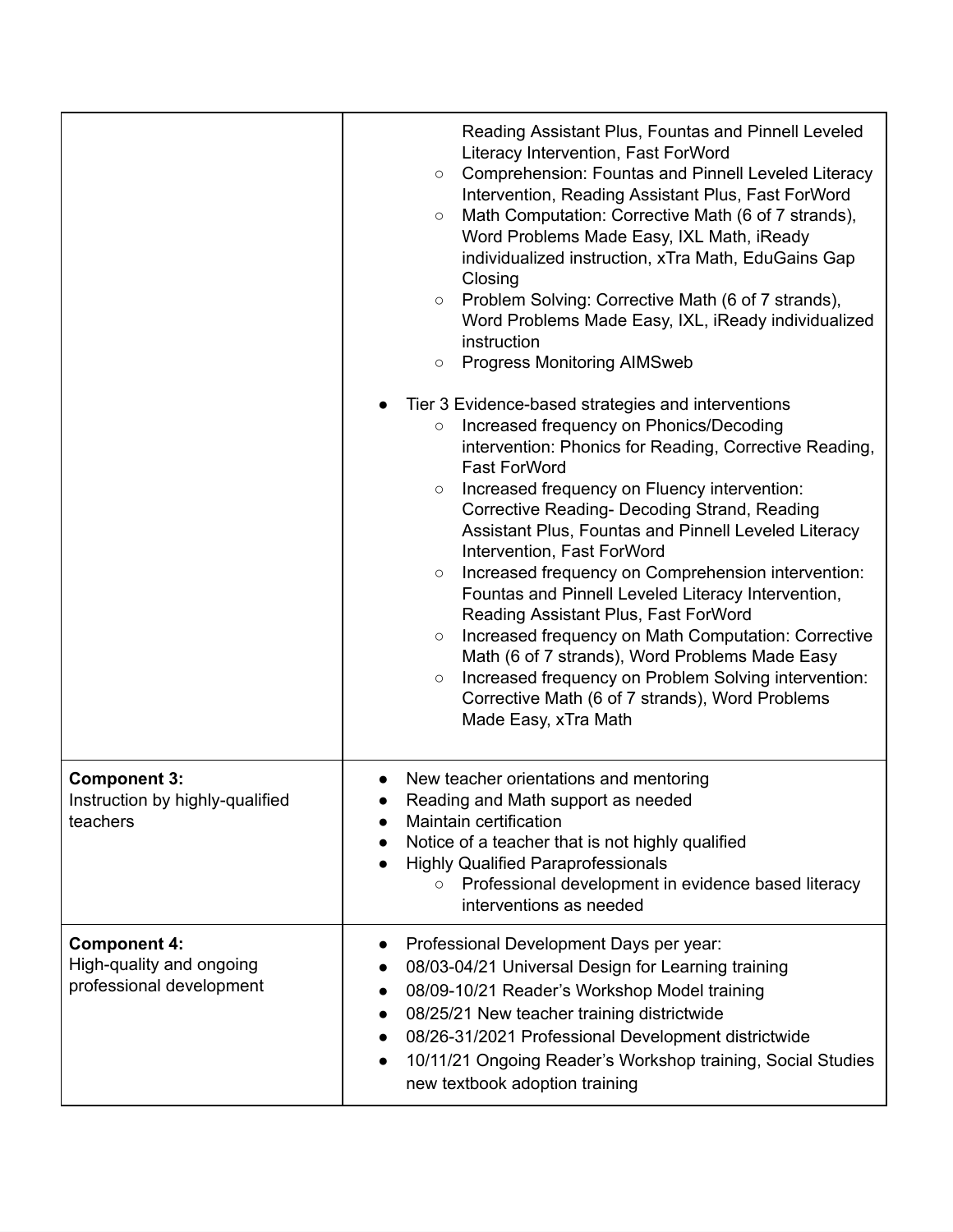| | |
|---|---|
| | Reading Assistant Plus, Fountas and Pinnell Leveled Literacy Intervention, Fast ForWord<br>○ Comprehension: Fountas and Pinnell Leveled Literacy Intervention, Reading Assistant Plus, Fast ForWord<br>○ Math Computation: Corrective Math (6 of 7 strands), Word Problems Made Easy, IXL Math, iReady individualized instruction, xTra Math, EduGains Gap Closing<br>○ Problem Solving: Corrective Math (6 of 7 strands), Word Problems Made Easy, IXL, iReady individualized instruction<br>○ Progress Monitoring AIMSweb<br><br>● Tier 3 Evidence-based strategies and interventions<br>○ Increased frequency on Phonics/Decoding intervention: Phonics for Reading, Corrective Reading, Fast ForWord<br>○ Increased frequency on Fluency intervention: Corrective Reading- Decoding Strand, Reading Assistant Plus, Fountas and Pinnell Leveled Literacy Intervention, Fast ForWord<br>○ Increased frequency on Comprehension intervention: Fountas and Pinnell Leveled Literacy Intervention, Reading Assistant Plus, Fast ForWord<br>○ Increased frequency on Math Computation: Corrective Math (6 of 7 strands), Word Problems Made Easy<br>○ Increased frequency on Problem Solving intervention: Corrective Math (6 of 7 strands), Word Problems Made Easy, xTra Math |
| **Component 3:**<br>Instruction by highly-qualified teachers | ● New teacher orientations and mentoring<br>● Reading and Math support as needed<br>● Maintain certification<br>● Notice of a teacher that is not highly qualified<br>● Highly Qualified Paraprofessionals<br>○ Professional development in evidence based literacy interventions as needed |
| **Component 4:**<br>High-quality and ongoing professional development | ● Professional Development Days per year:<br>● 08/03-04/21 Universal Design for Learning training<br>● 08/09-10/21 Reader's Workshop Model training<br>● 08/25/21 New teacher training districtwide<br>● 08/26-31/2021 Professional Development districtwide<br>● 10/11/21 Ongoing Reader's Workshop training, Social Studies new textbook adoption training |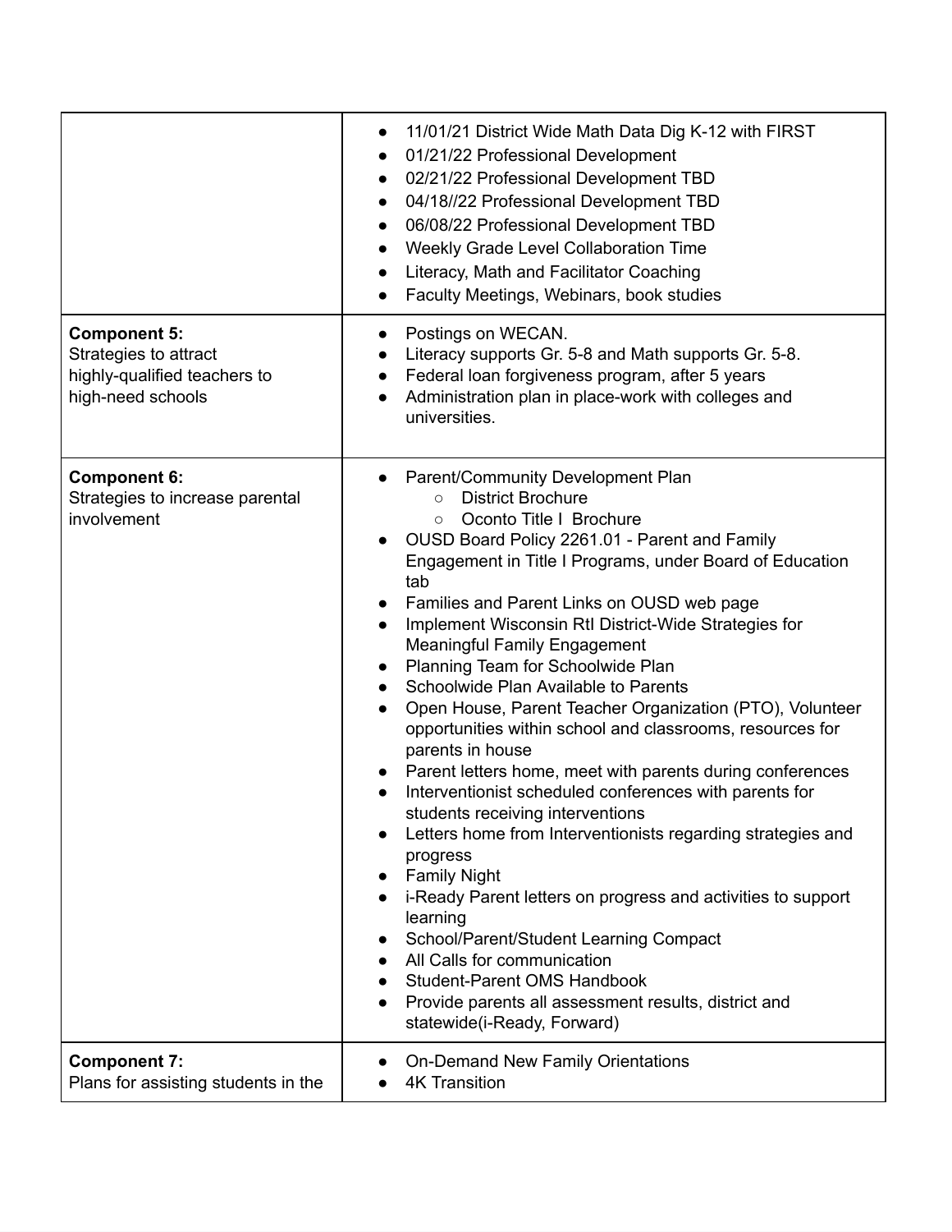| | |
|---|---|
| | • 11/01/21 District Wide Math Data Dig K-12 with FIRST<br>• 01/21/22 Professional Development<br>• 02/21/22 Professional Development TBD<br>• 04/18//22 Professional Development TBD<br>• 06/08/22 Professional Development TBD<br>• Weekly Grade Level Collaboration Time<br>• Literacy, Math and Facilitator Coaching<br>• Faculty Meetings, Webinars, book studies |
| **Component 5:**<br>Strategies to attract highly-qualified teachers to high-need schools | • Postings on WECAN.<br>• Literacy supports Gr. 5-8 and Math supports Gr. 5-8.<br>• Federal loan forgiveness program, after 5 years<br>• Administration plan in place-work with colleges and universities. |
| **Component 6:**<br>Strategies to increase parental involvement | • Parent/Community Development Plan<br>&nbsp;&nbsp;&nbsp;&nbsp;○ District Brochure<br>&nbsp;&nbsp;&nbsp;&nbsp;○ Oconto Title I Brochure<br>• OUSD Board Policy 2261.01 - Parent and Family Engagement in Title I Programs, under Board of Education tab<br>• Families and Parent Links on OUSD web page<br>• Implement Wisconsin RtI District-Wide Strategies for Meaningful Family Engagement<br>• Planning Team for Schoolwide Plan<br>• Schoolwide Plan Available to Parents<br>• Open House, Parent Teacher Organization (PTO), Volunteer opportunities within school and classrooms, resources for parents in house<br>• Parent letters home, meet with parents during conferences<br>• Interventionist scheduled conferences with parents for students receiving interventions<br>• Letters home from Interventionists regarding strategies and progress<br>• Family Night<br>• i-Ready Parent letters on progress and activities to support learning<br>• School/Parent/Student Learning Compact<br>• All Calls for communication<br>• Student-Parent OMS Handbook<br>• Provide parents all assessment results, district and statewide(i-Ready, Forward) |
| **Component 7:**<br>Plans for assisting students in the | • On-Demand New Family Orientations<br>• 4K Transition |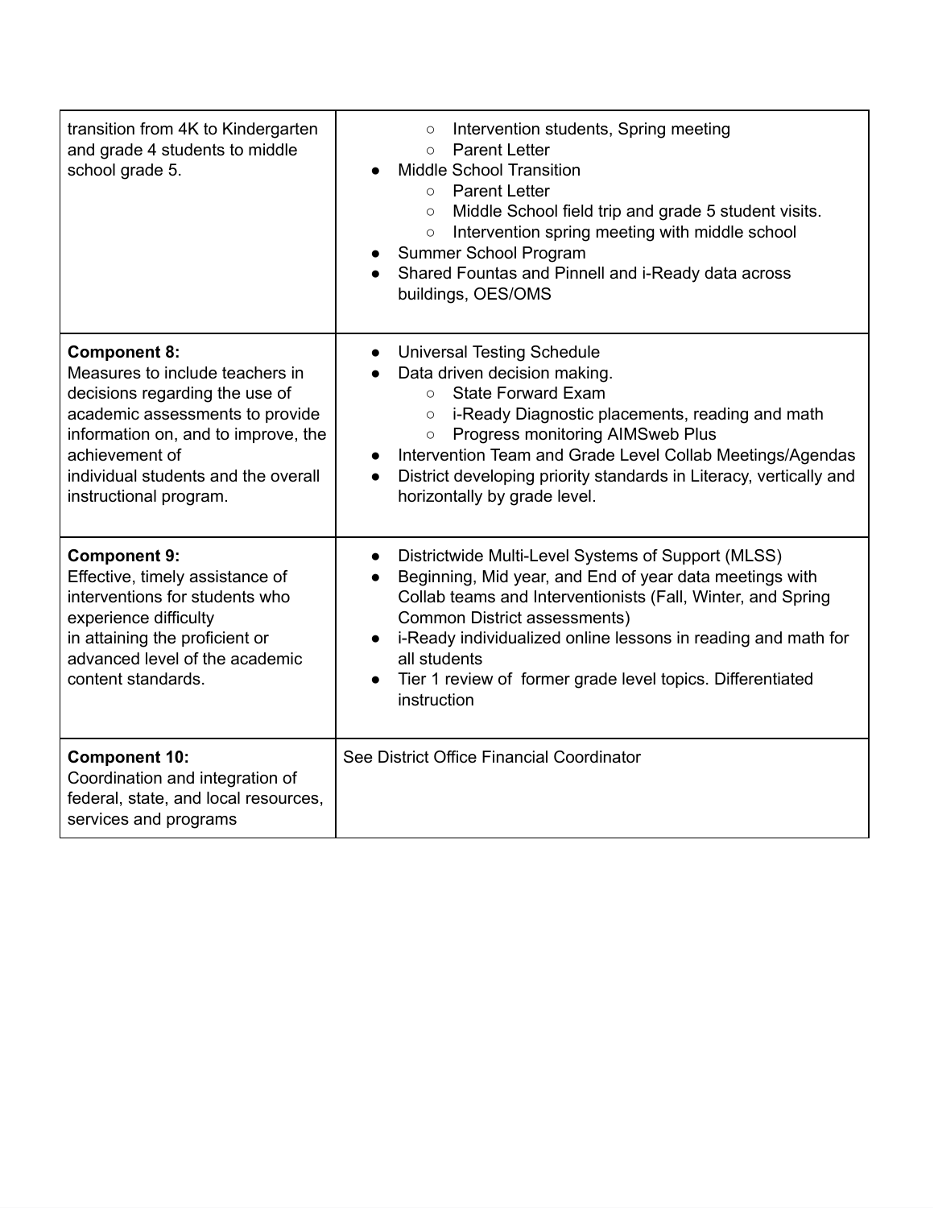| | |
|---|---|
| transition from 4K to Kindergarten and grade 4 students to middle school grade 5. | ○ Intervention students, Spring meeting<br>○ Parent Letter<br>● Middle School Transition<br>○ Parent Letter<br>○ Middle School field trip and grade 5 student visits.<br>○ Intervention spring meeting with middle school<br>● Summer School Program<br>● Shared Fountas and Pinnell and i-Ready data across buildings, OES/OMS |
| **Component 8:**<br>Measures to include teachers in decisions regarding the use of academic assessments to provide information on, and to improve, the achievement of individual students and the overall instructional program. | ● Universal Testing Schedule<br>● Data driven decision making.<br>○ State Forward Exam<br>○ i-Ready Diagnostic placements, reading and math<br>○ Progress monitoring AIMSweb Plus<br>● Intervention Team and Grade Level Collab Meetings/Agendas<br>● District developing priority standards in Literacy, vertically and horizontally by grade level. |
| **Component 9:**<br>Effective, timely assistance of interventions for students who experience difficulty in attaining the proficient or advanced level of the academic content standards. | ● Districtwide Multi-Level Systems of Support (MLSS)<br>● Beginning, Mid year, and End of year data meetings with Collab teams and Interventionists (Fall, Winter, and Spring Common District assessments)<br>● i-Ready individualized online lessons in reading and math for all students<br>● Tier 1 review of former grade level topics. Differentiated instruction |
| **Component 10:**<br>Coordination and integration of federal, state, and local resources, services and programs | See District Office Financial Coordinator |